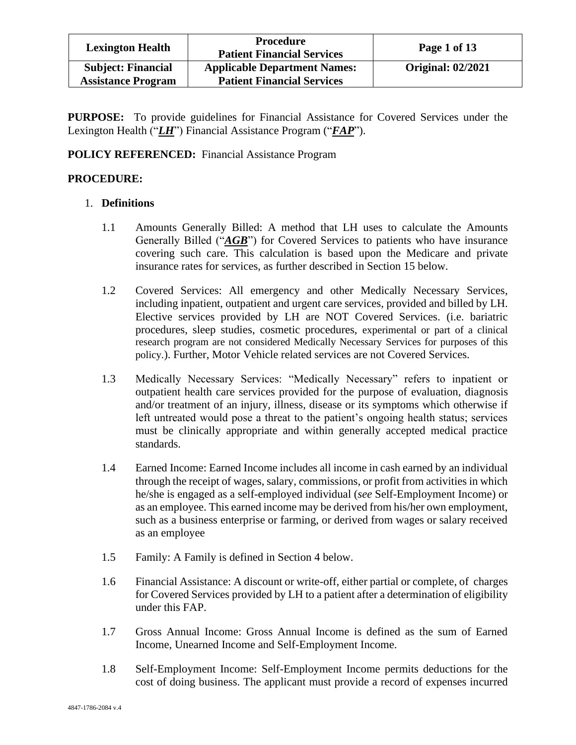| Lexington Health | Procedure<br>Patient Financial Services | Page 1 of 13 |
| --- | --- | --- |
| **Subject: Financial Assistance Program** | **Applicable Department Names: Patient Financial Services** | **Original: 02/2021** |

**PURPOSE:** To provide guidelines for Financial Assistance for Covered Services under the Lexington Health ("***LH***") Financial Assistance Program ("***FAP***").

**POLICY REFERENCED:** Financial Assistance Program

**PROCEDURE:**

1. **Definitions**

1.1 Amounts Generally Billed: A method that LH uses to calculate the Amounts Generally Billed ("***AGB***") for Covered Services to patients who have insurance covering such care. This calculation is based upon the Medicare and private insurance rates for services, as further described in Section 15 below.

1.2 Covered Services: All emergency and other Medically Necessary Services, including inpatient, outpatient and urgent care services, provided and billed by LH. Elective services provided by LH are NOT Covered Services. (i.e. bariatric procedures, sleep studies, cosmetic procedures, experimental or part of a clinical research program are not considered Medically Necessary Services for purposes of this policy.). Further, Motor Vehicle related services are not Covered Services.

1.3 Medically Necessary Services: "Medically Necessary" refers to inpatient or outpatient health care services provided for the purpose of evaluation, diagnosis and/or treatment of an injury, illness, disease or its symptoms which otherwise if left untreated would pose a threat to the patient's ongoing health status; services must be clinically appropriate and within generally accepted medical practice standards.

1.4 Earned Income: Earned Income includes all income in cash earned by an individual through the receipt of wages, salary, commissions, or profit from activities in which he/she is engaged as a self-employed individual (*see* Self-Employment Income) or as an employee. This earned income may be derived from his/her own employment, such as a business enterprise or farming, or derived from wages or salary received as an employee

1.5 Family: A Family is defined in Section 4 below.

1.6 Financial Assistance: A discount or write-off, either partial or complete, of charges for Covered Services provided by LH to a patient after a determination of eligibility under this FAP.

1.7 Gross Annual Income: Gross Annual Income is defined as the sum of Earned Income, Unearned Income and Self-Employment Income.

1.8 Self-Employment Income: Self-Employment Income permits deductions for the cost of doing business. The applicant must provide a record of expenses incurred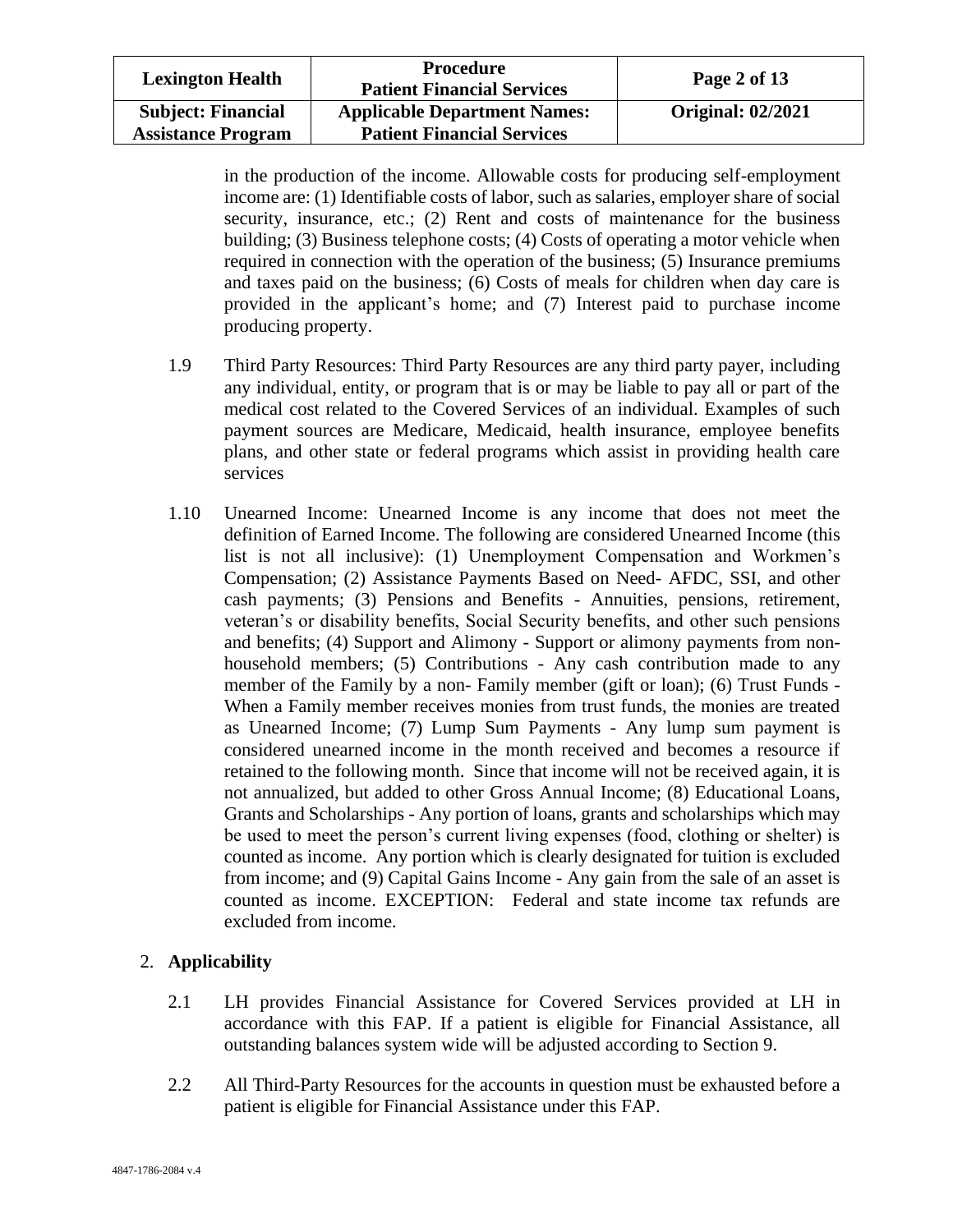in the production of the income. Allowable costs for producing self-employment income are: (1) Identifiable costs of labor, such as salaries, employer share of social security, insurance, etc.; (2) Rent and costs of maintenance for the business building; (3) Business telephone costs; (4) Costs of operating a motor vehicle when required in connection with the operation of the business; (5) Insurance premiums and taxes paid on the business; (6) Costs of meals for children when day care is provided in the applicant's home; and (7) Interest paid to purchase income producing property.

1.9 Third Party Resources: Third Party Resources are any third party payer, including any individual, entity, or program that is or may be liable to pay all or part of the medical cost related to the Covered Services of an individual. Examples of such payment sources are Medicare, Medicaid, health insurance, employee benefits plans, and other state or federal programs which assist in providing health care services

1.10 Unearned Income: Unearned Income is any income that does not meet the definition of Earned Income. The following are considered Unearned Income (this list is not all inclusive): (1) Unemployment Compensation and Workmen's Compensation; (2) Assistance Payments Based on Need- AFDC, SSI, and other cash payments; (3) Pensions and Benefits - Annuities, pensions, retirement, veteran's or disability benefits, Social Security benefits, and other such pensions and benefits; (4) Support and Alimony - Support or alimony payments from non-household members; (5) Contributions - Any cash contribution made to any member of the Family by a non- Family member (gift or loan); (6) Trust Funds - When a Family member receives monies from trust funds, the monies are treated as Unearned Income; (7) Lump Sum Payments - Any lump sum payment is considered unearned income in the month received and becomes a resource if retained to the following month. Since that income will not be received again, it is not annualized, but added to other Gross Annual Income; (8) Educational Loans, Grants and Scholarships - Any portion of loans, grants and scholarships which may be used to meet the person's current living expenses (food, clothing or shelter) is counted as income. Any portion which is clearly designated for tuition is excluded from income; and (9) Capital Gains Income - Any gain from the sale of an asset is counted as income. EXCEPTION: Federal and state income tax refunds are excluded from income.

## 2. **Applicability**

2.1 LH provides Financial Assistance for Covered Services provided at LH in accordance with this FAP. If a patient is eligible for Financial Assistance, all outstanding balances system wide will be adjusted according to Section 9.

2.2 All Third-Party Resources for the accounts in question must be exhausted before a patient is eligible for Financial Assistance under this FAP.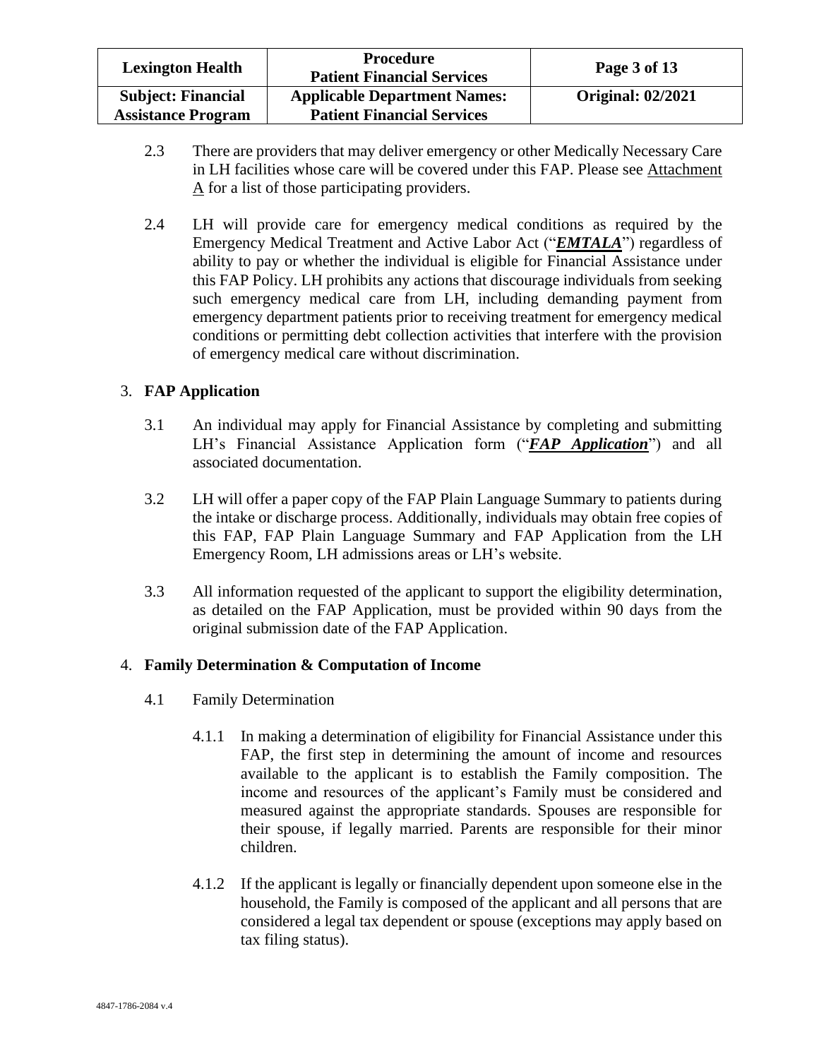2.3 There are providers that may deliver emergency or other Medically Necessary Care in LH facilities whose care will be covered under this FAP. Please see Attachment A for a list of those participating providers.

2.4 LH will provide care for emergency medical conditions as required by the Emergency Medical Treatment and Active Labor Act ("***EMTALA***") regardless of ability to pay or whether the individual is eligible for Financial Assistance under this FAP Policy. LH prohibits any actions that discourage individuals from seeking such emergency medical care from LH, including demanding payment from emergency department patients prior to receiving treatment for emergency medical conditions or permitting debt collection activities that interfere with the provision of emergency medical care without discrimination.

3. **FAP Application**

3.1 An individual may apply for Financial Assistance by completing and submitting LH's Financial Assistance Application form ("***FAP Application***") and all associated documentation.

3.2 LH will offer a paper copy of the FAP Plain Language Summary to patients during the intake or discharge process. Additionally, individuals may obtain free copies of this FAP, FAP Plain Language Summary and FAP Application from the LH Emergency Room, LH admissions areas or LH's website.

3.3 All information requested of the applicant to support the eligibility determination, as detailed on the FAP Application, must be provided within 90 days from the original submission date of the FAP Application.

4. **Family Determination & Computation of Income**

4.1 Family Determination

4.1.1 In making a determination of eligibility for Financial Assistance under this FAP, the first step in determining the amount of income and resources available to the applicant is to establish the Family composition. The income and resources of the applicant's Family must be considered and measured against the appropriate standards. Spouses are responsible for their spouse, if legally married. Parents are responsible for their minor children.

4.1.2 If the applicant is legally or financially dependent upon someone else in the household, the Family is composed of the applicant and all persons that are considered a legal tax dependent or spouse (exceptions may apply based on tax filing status).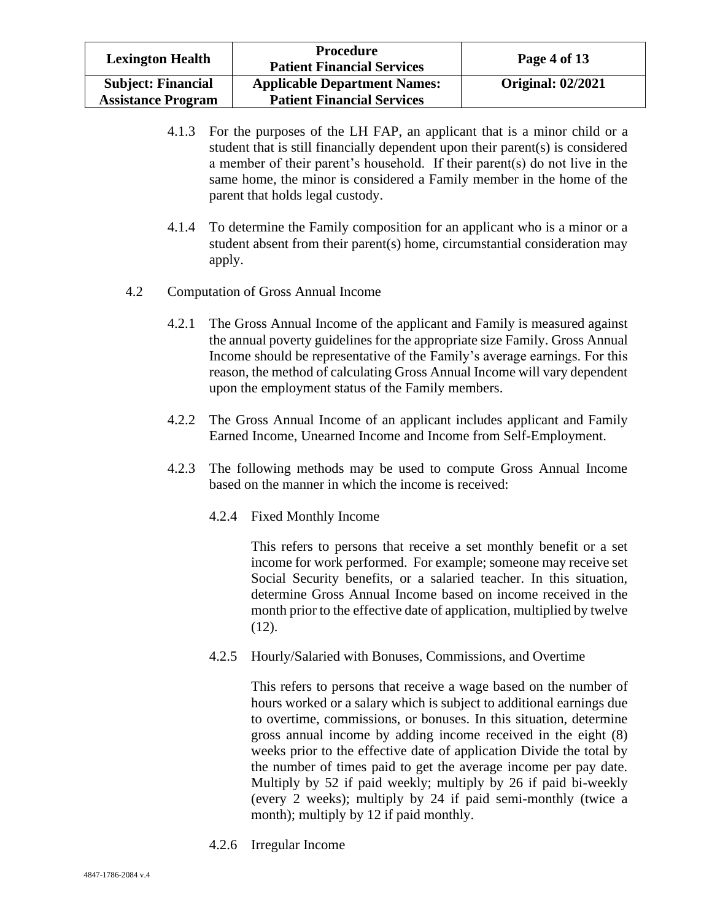4.1.3 For the purposes of the LH FAP, an applicant that is a minor child or a student that is still financially dependent upon their parent(s) is considered a member of their parent's household. If their parent(s) do not live in the same home, the minor is considered a Family member in the home of the parent that holds legal custody.

4.1.4 To determine the Family composition for an applicant who is a minor or a student absent from their parent(s) home, circumstantial consideration may apply.

4.2 Computation of Gross Annual Income

4.2.1 The Gross Annual Income of the applicant and Family is measured against the annual poverty guidelines for the appropriate size Family. Gross Annual Income should be representative of the Family's average earnings. For this reason, the method of calculating Gross Annual Income will vary dependent upon the employment status of the Family members.

4.2.2 The Gross Annual Income of an applicant includes applicant and Family Earned Income, Unearned Income and Income from Self-Employment.

4.2.3 The following methods may be used to compute Gross Annual Income based on the manner in which the income is received:

4.2.4 Fixed Monthly Income

This refers to persons that receive a set monthly benefit or a set income for work performed. For example; someone may receive set Social Security benefits, or a salaried teacher. In this situation, determine Gross Annual Income based on income received in the month prior to the effective date of application, multiplied by twelve (12).

4.2.5 Hourly/Salaried with Bonuses, Commissions, and Overtime

This refers to persons that receive a wage based on the number of hours worked or a salary which is subject to additional earnings due to overtime, commissions, or bonuses. In this situation, determine gross annual income by adding income received in the eight (8) weeks prior to the effective date of application Divide the total by the number of times paid to get the average income per pay date. Multiply by 52 if paid weekly; multiply by 26 if paid bi-weekly (every 2 weeks); multiply by 24 if paid semi-monthly (twice a month); multiply by 12 if paid monthly.

4.2.6 Irregular Income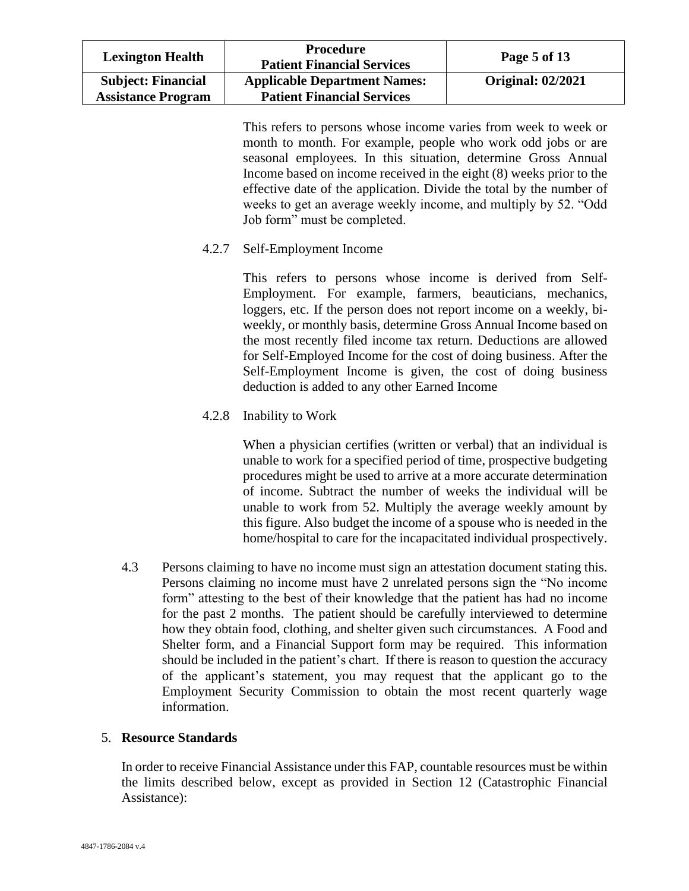This refers to persons whose income varies from week to week or month to month. For example, people who work odd jobs or are seasonal employees. In this situation, determine Gross Annual Income based on income received in the eight (8) weeks prior to the effective date of the application. Divide the total by the number of weeks to get an average weekly income, and multiply by 52. "Odd Job form" must be completed.

4.2.7 Self-Employment Income

This refers to persons whose income is derived from Self-Employment. For example, farmers, beauticians, mechanics, loggers, etc. If the person does not report income on a weekly, bi-weekly, or monthly basis, determine Gross Annual Income based on the most recently filed income tax return. Deductions are allowed for Self-Employed Income for the cost of doing business. After the Self-Employment Income is given, the cost of doing business deduction is added to any other Earned Income

4.2.8 Inability to Work

When a physician certifies (written or verbal) that an individual is unable to work for a specified period of time, prospective budgeting procedures might be used to arrive at a more accurate determination of income. Subtract the number of weeks the individual will be unable to work from 52. Multiply the average weekly amount by this figure. Also budget the income of a spouse who is needed in the home/hospital to care for the incapacitated individual prospectively.

4.3 Persons claiming to have no income must sign an attestation document stating this. Persons claiming no income must have 2 unrelated persons sign the "No income form" attesting to the best of their knowledge that the patient has had no income for the past 2 months. The patient should be carefully interviewed to determine how they obtain food, clothing, and shelter given such circumstances. A Food and Shelter form, and a Financial Support form may be required. This information should be included in the patient's chart. If there is reason to question the accuracy of the applicant's statement, you may request that the applicant go to the Employment Security Commission to obtain the most recent quarterly wage information.

## 5. **Resource Standards**

In order to receive Financial Assistance under this FAP, countable resources must be within the limits described below, except as provided in Section 12 (Catastrophic Financial Assistance):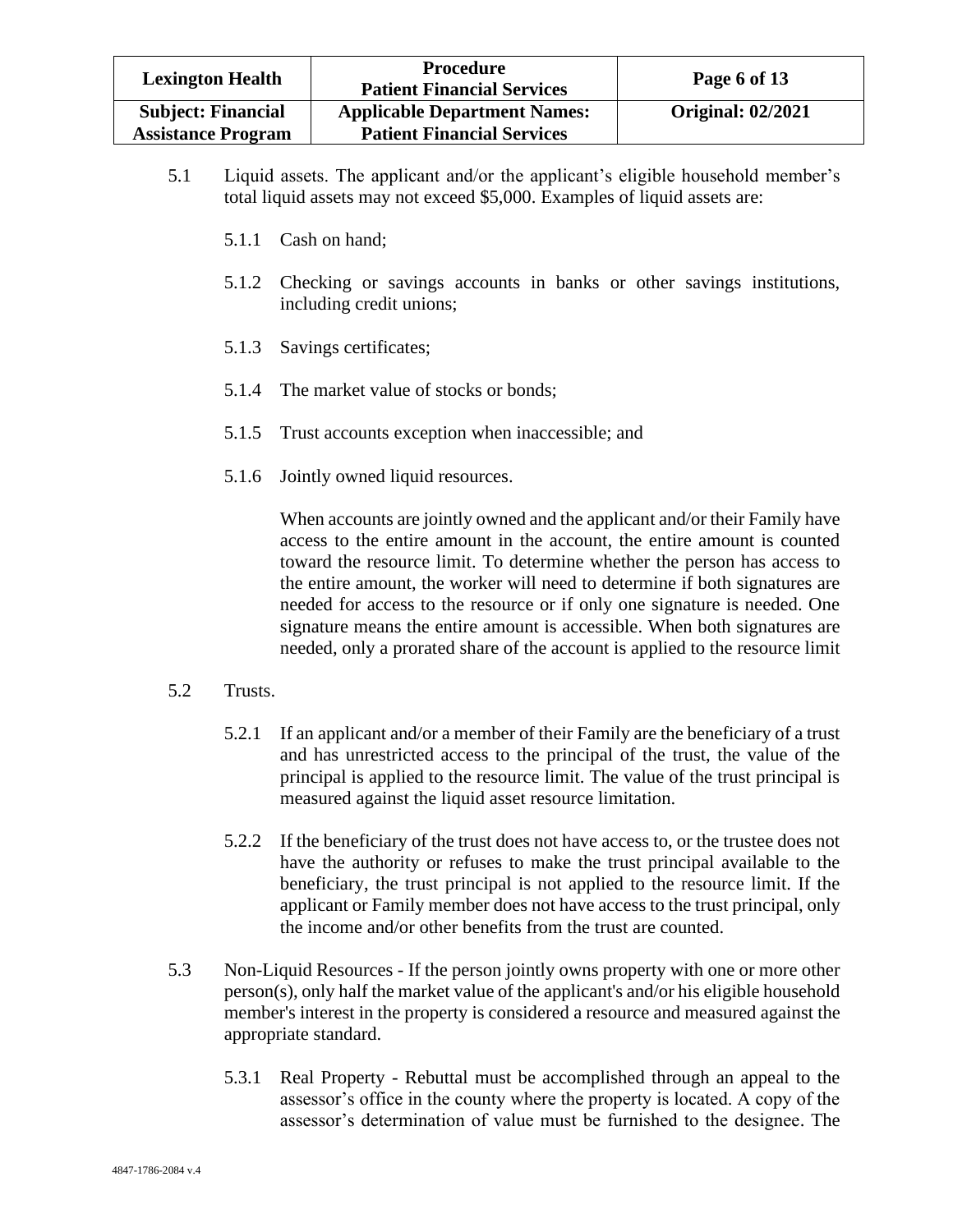5.1 Liquid assets. The applicant and/or the applicant's eligible household member's total liquid assets may not exceed $5,000. Examples of liquid assets are:

5.1.1 Cash on hand;

5.1.2 Checking or savings accounts in banks or other savings institutions, including credit unions;

5.1.3 Savings certificates;

5.1.4 The market value of stocks or bonds;

5.1.5 Trust accounts exception when inaccessible; and

5.1.6 Jointly owned liquid resources.

When accounts are jointly owned and the applicant and/or their Family have access to the entire amount in the account, the entire amount is counted toward the resource limit. To determine whether the person has access to the entire amount, the worker will need to determine if both signatures are needed for access to the resource or if only one signature is needed. One signature means the entire amount is accessible. When both signatures are needed, only a prorated share of the account is applied to the resource limit

5.2 Trusts.

5.2.1 If an applicant and/or a member of their Family are the beneficiary of a trust and has unrestricted access to the principal of the trust, the value of the principal is applied to the resource limit. The value of the trust principal is measured against the liquid asset resource limitation.

5.2.2 If the beneficiary of the trust does not have access to, or the trustee does not have the authority or refuses to make the trust principal available to the beneficiary, the trust principal is not applied to the resource limit. If the applicant or Family member does not have access to the trust principal, only the income and/or other benefits from the trust are counted.

5.3 Non-Liquid Resources - If the person jointly owns property with one or more other person(s), only half the market value of the applicant's and/or his eligible household member's interest in the property is considered a resource and measured against the appropriate standard.

5.3.1 Real Property - Rebuttal must be accomplished through an appeal to the assessor's office in the county where the property is located. A copy of the assessor's determination of value must be furnished to the designee. The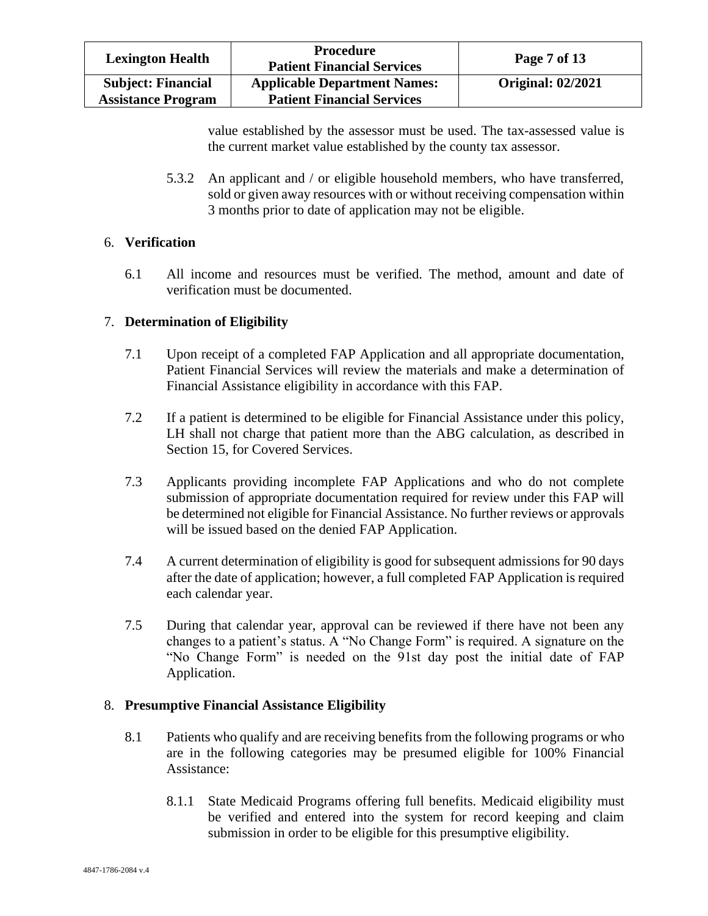value established by the assessor must be used. The tax-assessed value is the current market value established by the county tax assessor.

5.3.2 An applicant and / or eligible household members, who have transferred, sold or given away resources with or without receiving compensation within 3 months prior to date of application may not be eligible.

## 6. Verification

6.1 All income and resources must be verified. The method, amount and date of verification must be documented.

## 7. Determination of Eligibility

7.1 Upon receipt of a completed FAP Application and all appropriate documentation, Patient Financial Services will review the materials and make a determination of Financial Assistance eligibility in accordance with this FAP.

7.2 If a patient is determined to be eligible for Financial Assistance under this policy, LH shall not charge that patient more than the ABG calculation, as described in Section 15, for Covered Services.

7.3 Applicants providing incomplete FAP Applications and who do not complete submission of appropriate documentation required for review under this FAP will be determined not eligible for Financial Assistance. No further reviews or approvals will be issued based on the denied FAP Application.

7.4 A current determination of eligibility is good for subsequent admissions for 90 days after the date of application; however, a full completed FAP Application is required each calendar year.

7.5 During that calendar year, approval can be reviewed if there have not been any changes to a patient's status. A "No Change Form" is required. A signature on the "No Change Form" is needed on the 91st day post the initial date of FAP Application.

## 8. Presumptive Financial Assistance Eligibility

8.1 Patients who qualify and are receiving benefits from the following programs or who are in the following categories may be presumed eligible for 100% Financial Assistance:

8.1.1 State Medicaid Programs offering full benefits. Medicaid eligibility must be verified and entered into the system for record keeping and claim submission in order to be eligible for this presumptive eligibility.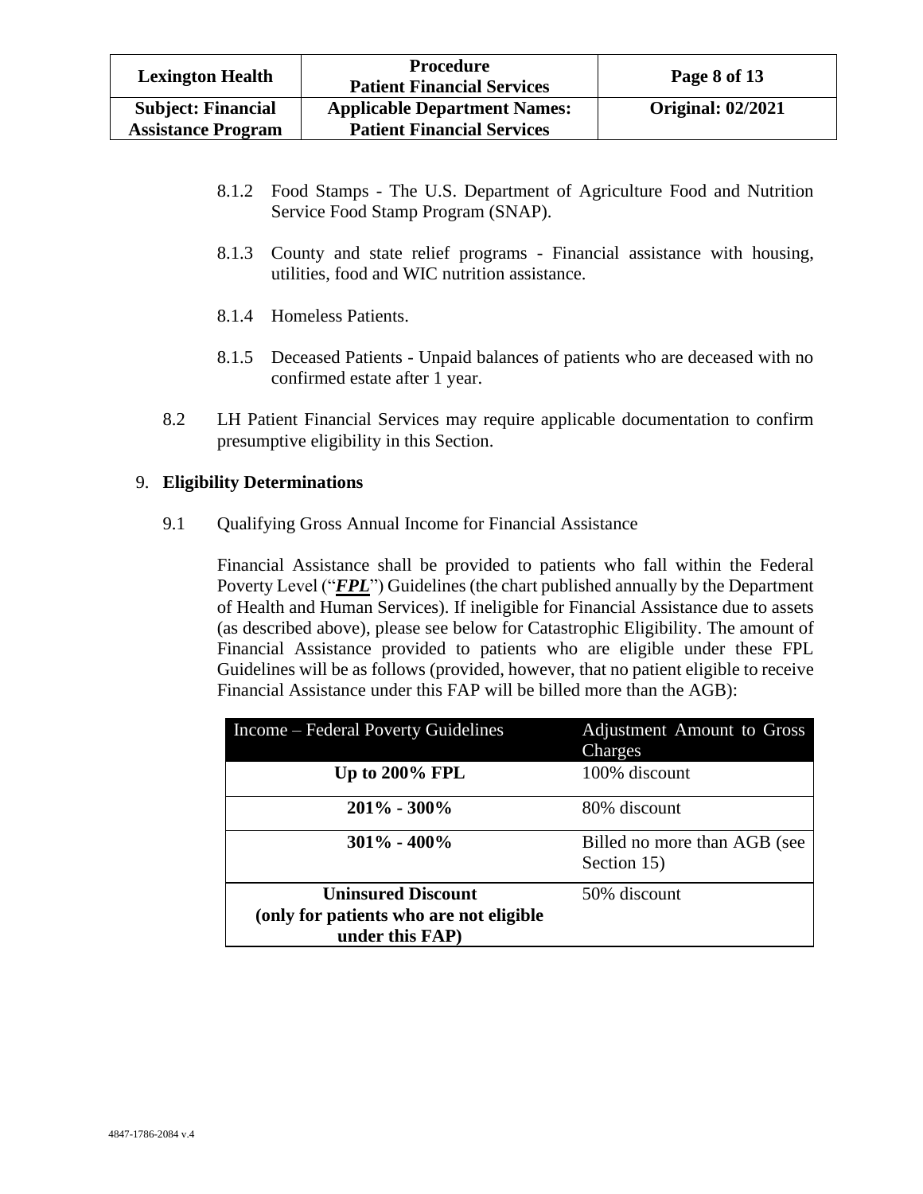8.1.2 Food Stamps - The U.S. Department of Agriculture Food and Nutrition Service Food Stamp Program (SNAP).

8.1.3 County and state relief programs - Financial assistance with housing, utilities, food and WIC nutrition assistance.

8.1.4 Homeless Patients.

8.1.5 Deceased Patients - Unpaid balances of patients who are deceased with no confirmed estate after 1 year.

8.2 LH Patient Financial Services may require applicable documentation to confirm presumptive eligibility in this Section.

## 9. **Eligibility Determinations**

9.1 Qualifying Gross Annual Income for Financial Assistance

Financial Assistance shall be provided to patients who fall within the Federal Poverty Level ("***FPL***") Guidelines (the chart published annually by the Department of Health and Human Services). If ineligible for Financial Assistance due to assets (as described above), please see below for Catastrophic Eligibility. The amount of Financial Assistance provided to patients who are eligible under these FPL Guidelines will be as follows (provided, however, that no patient eligible to receive Financial Assistance under this FAP will be billed more than the AGB):

| Income – Federal Poverty Guidelines | Adjustment Amount to Gross Charges |
|---|---|
| **Up to 200% FPL** | 100% discount |
| **201% - 300%** | 80% discount |
| **301% - 400%** | Billed no more than AGB (see Section 15) |
| **Uninsured Discount (only for patients who are not eligible under this FAP)** | 50% discount |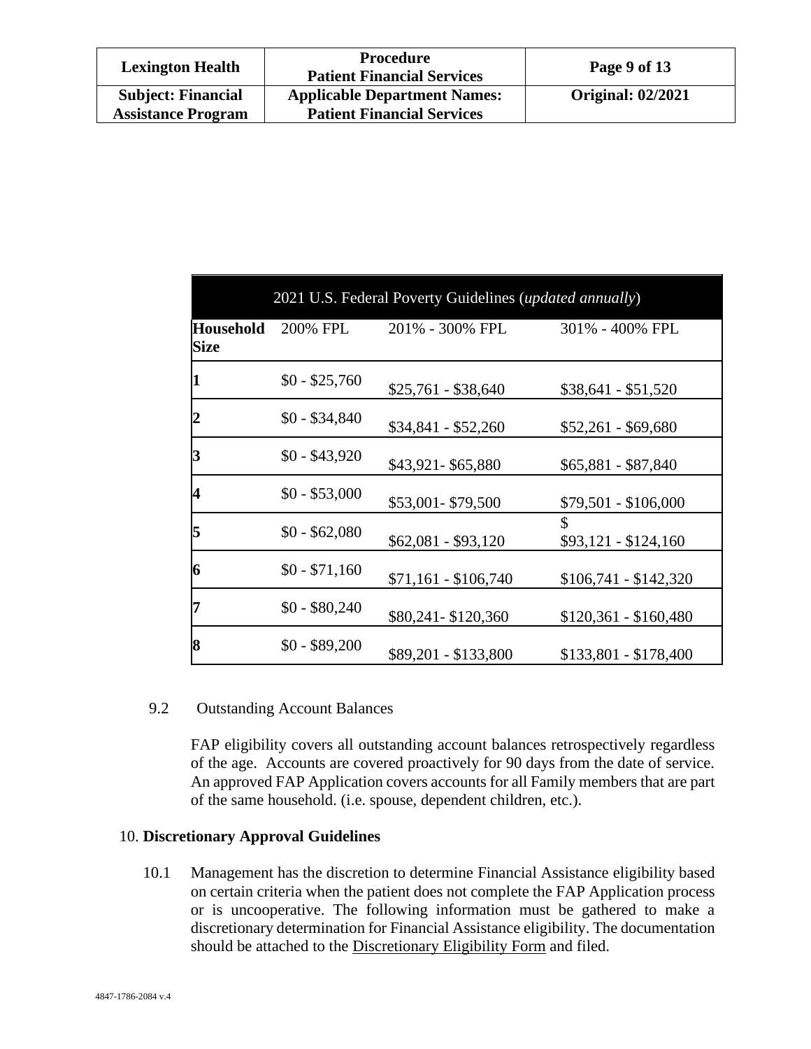| 2021 U.S. Federal Poverty Guidelines (*updated annually*) | | | |
|---|---|---|---|
| **Household Size** | 200% FPL | 201% - 300% FPL | 301% - 400% FPL |
| **1** | $0 - $25,760 | $25,761 - $38,640 | $38,641 - $51,520 |
| **2** | $0 - $34,840 | $34,841 - $52,260 | $52,261 - $69,680 |
| **3** | $0 - $43,920 | $43,921- $65,880 | $65,881 - $87,840 |
| **4** | $0 - $53,000 | $53,001- $79,500 | $79,501 - $106,000 |
| **5** | $0 - $62,080 | $62,081 - $93,120 | $ $93,121 - $124,160 |
| **6** | $0 - $71,160 | $71,161 - $106,740 | $106,741 - $142,320 |
| **7** | $0 - $80,240 | $80,241- $120,360 | $120,361 - $160,480 |
| **8** | $0 - $89,200 | $89,201 - $133,800 | $133,801 - $178,400 |

9.2 Outstanding Account Balances

FAP eligibility covers all outstanding account balances retrospectively regardless of the age. Accounts are covered proactively for 90 days from the date of service. An approved FAP Application covers accounts for all Family members that are part of the same household. (i.e. spouse, dependent children, etc.).

10. **Discretionary Approval Guidelines**

10.1 Management has the discretion to determine Financial Assistance eligibility based on certain criteria when the patient does not complete the FAP Application process or is uncooperative. The following information must be gathered to make a discretionary determination for Financial Assistance eligibility. The documentation should be attached to the Discretionary Eligibility Form and filed.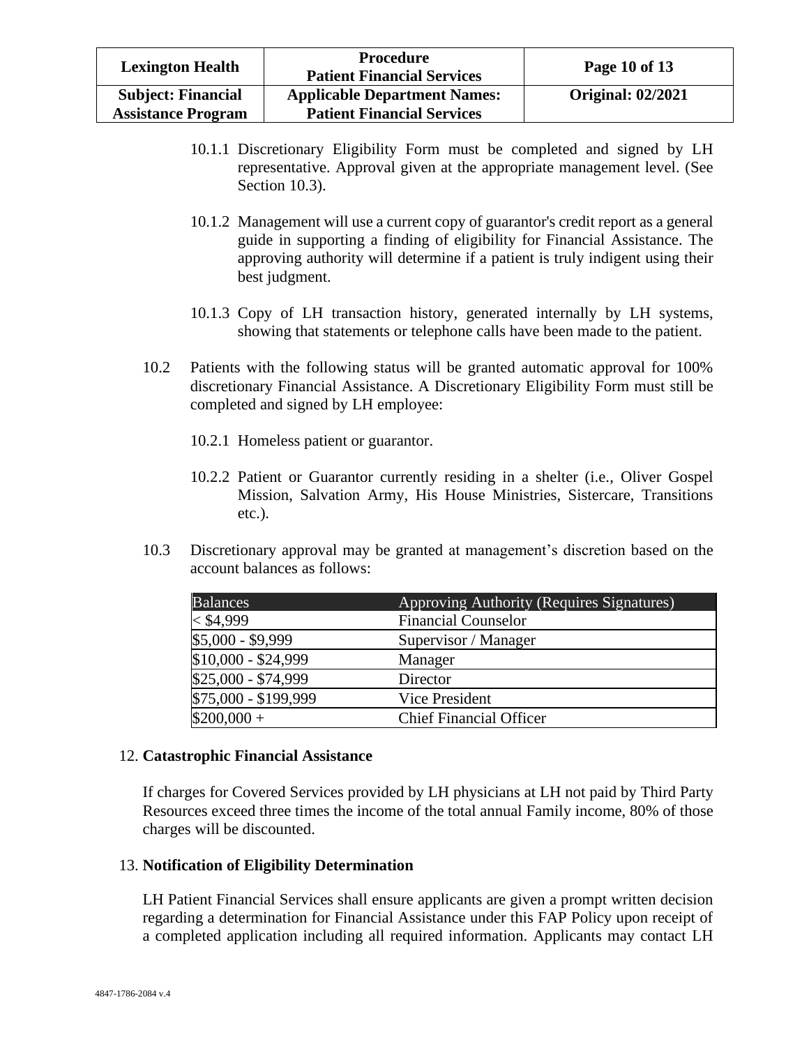10.1.1 Discretionary Eligibility Form must be completed and signed by LH representative. Approval given at the appropriate management level. (See Section 10.3).

10.1.2 Management will use a current copy of guarantor's credit report as a general guide in supporting a finding of eligibility for Financial Assistance. The approving authority will determine if a patient is truly indigent using their best judgment.

10.1.3 Copy of LH transaction history, generated internally by LH systems, showing that statements or telephone calls have been made to the patient.

10.2 Patients with the following status will be granted automatic approval for 100% discretionary Financial Assistance. A Discretionary Eligibility Form must still be completed and signed by LH employee:

10.2.1 Homeless patient or guarantor.

10.2.2 Patient or Guarantor currently residing in a shelter (i.e., Oliver Gospel Mission, Salvation Army, His House Ministries, Sistercare, Transitions etc.).

10.3 Discretionary approval may be granted at management's discretion based on the account balances as follows:

| Balances | Approving Authority (Requires Signatures) |
|---|---|
| < $4,999 | Financial Counselor |
| $5,000 - $9,999 | Supervisor / Manager |
| $10,000 - $24,999 | Manager |
| $25,000 - $74,999 | Director |
| $75,000 - $199,999 | Vice President |
| $200,000 + | Chief Financial Officer |

## 12. Catastrophic Financial Assistance

If charges for Covered Services provided by LH physicians at LH not paid by Third Party Resources exceed three times the income of the total annual Family income, 80% of those charges will be discounted.

## 13. Notification of Eligibility Determination

LH Patient Financial Services shall ensure applicants are given a prompt written decision regarding a determination for Financial Assistance under this FAP Policy upon receipt of a completed application including all required information. Applicants may contact LH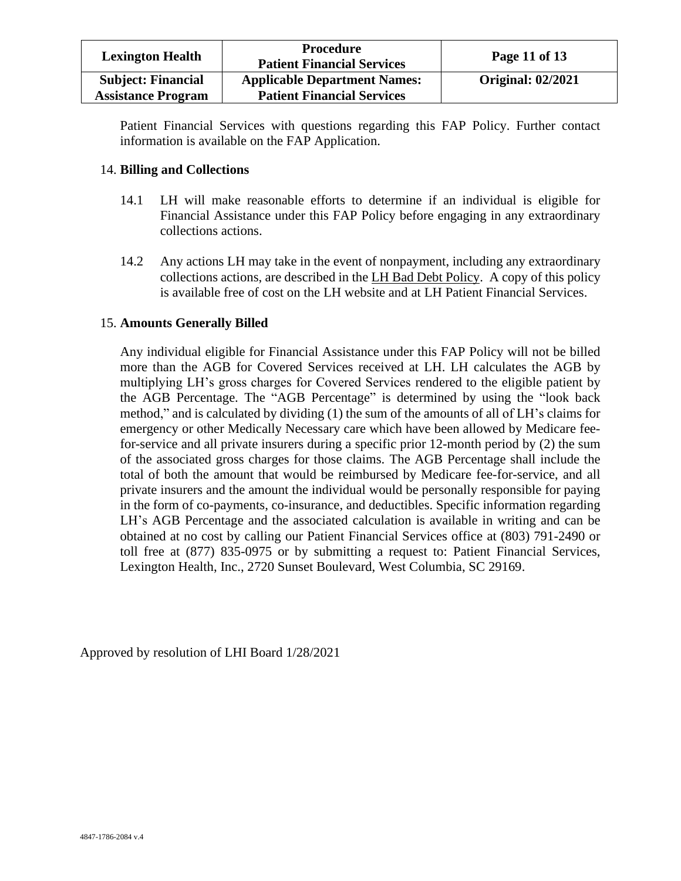Patient Financial Services with questions regarding this FAP Policy. Further contact information is available on the FAP Application.

14. **Billing and Collections**

14.1 LH will make reasonable efforts to determine if an individual is eligible for Financial Assistance under this FAP Policy before engaging in any extraordinary collections actions.

14.2 Any actions LH may take in the event of nonpayment, including any extraordinary collections actions, are described in the LH Bad Debt Policy. A copy of this policy is available free of cost on the LH website and at LH Patient Financial Services.

15. **Amounts Generally Billed**

Any individual eligible for Financial Assistance under this FAP Policy will not be billed more than the AGB for Covered Services received at LH. LH calculates the AGB by multiplying LH's gross charges for Covered Services rendered to the eligible patient by the AGB Percentage. The "AGB Percentage" is determined by using the "look back method," and is calculated by dividing (1) the sum of the amounts of all of LH's claims for emergency or other Medically Necessary care which have been allowed by Medicare fee-for-service and all private insurers during a specific prior 12-month period by (2) the sum of the associated gross charges for those claims. The AGB Percentage shall include the total of both the amount that would be reimbursed by Medicare fee-for-service, and all private insurers and the amount the individual would be personally responsible for paying in the form of co-payments, co-insurance, and deductibles. Specific information regarding LH's AGB Percentage and the associated calculation is available in writing and can be obtained at no cost by calling our Patient Financial Services office at (803) 791-2490 or toll free at (877) 835-0975 or by submitting a request to: Patient Financial Services, Lexington Health, Inc., 2720 Sunset Boulevard, West Columbia, SC 29169.

Approved by resolution of LHI Board 1/28/2021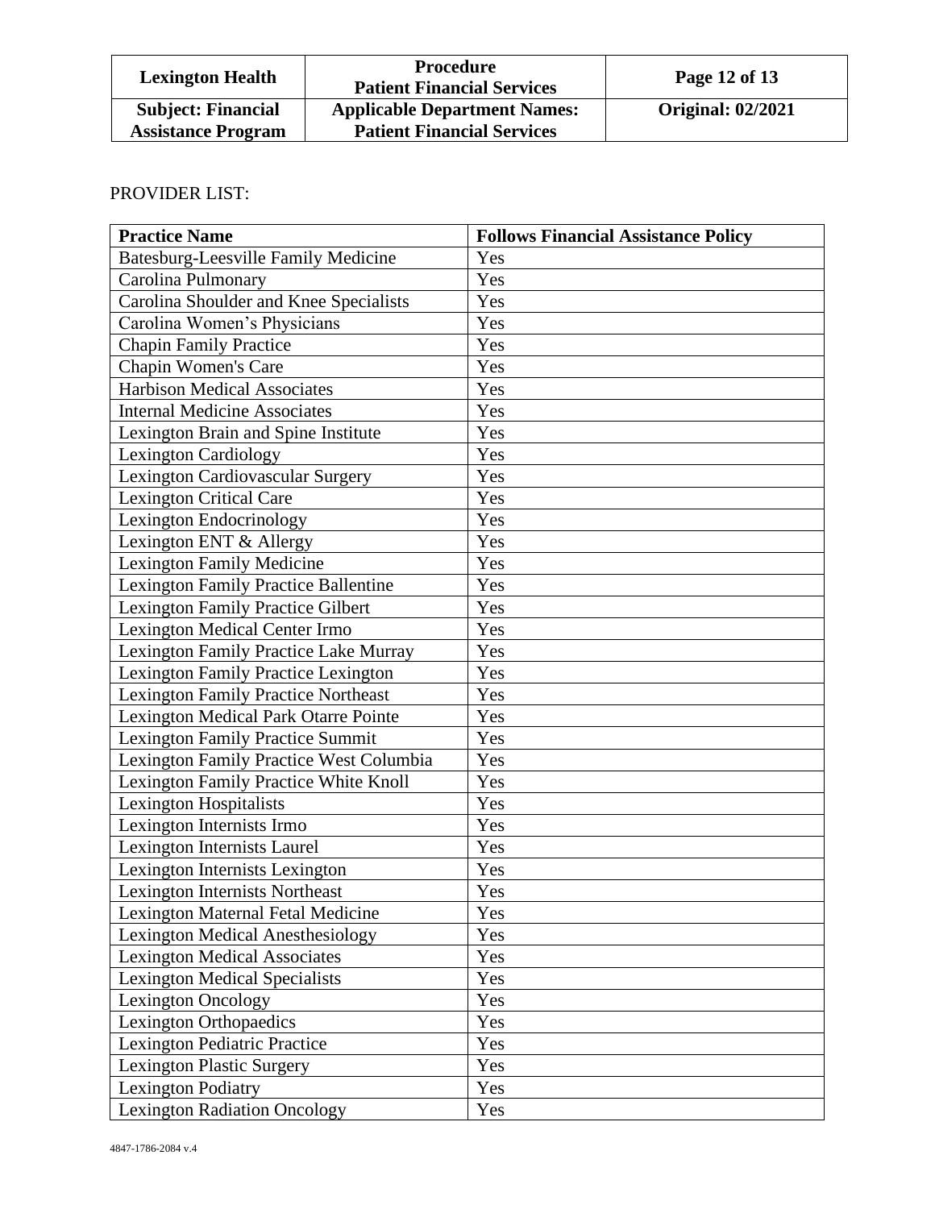PROVIDER LIST:

| Practice Name | Follows Financial Assistance Policy |
|---|---|
| Batesburg-Leesville Family Medicine | Yes |
| Carolina Pulmonary | Yes |
| Carolina Shoulder and Knee Specialists | Yes |
| Carolina Women's Physicians | Yes |
| Chapin Family Practice | Yes |
| Chapin Women's Care | Yes |
| Harbison Medical Associates | Yes |
| Internal Medicine Associates | Yes |
| Lexington Brain and Spine Institute | Yes |
| Lexington Cardiology | Yes |
| Lexington Cardiovascular Surgery | Yes |
| Lexington Critical Care | Yes |
| Lexington Endocrinology | Yes |
| Lexington ENT & Allergy | Yes |
| Lexington Family Medicine | Yes |
| Lexington Family Practice Ballentine | Yes |
| Lexington Family Practice Gilbert | Yes |
| Lexington Medical Center Irmo | Yes |
| Lexington Family Practice Lake Murray | Yes |
| Lexington Family Practice Lexington | Yes |
| Lexington Family Practice Northeast | Yes |
| Lexington Medical Park Otarre Pointe | Yes |
| Lexington Family Practice Summit | Yes |
| Lexington Family Practice West Columbia | Yes |
| Lexington Family Practice White Knoll | Yes |
| Lexington Hospitalists | Yes |
| Lexington Internists Irmo | Yes |
| Lexington Internists Laurel | Yes |
| Lexington Internists Lexington | Yes |
| Lexington Internists Northeast | Yes |
| Lexington Maternal Fetal Medicine | Yes |
| Lexington Medical Anesthesiology | Yes |
| Lexington Medical Associates | Yes |
| Lexington Medical Specialists | Yes |
| Lexington Oncology | Yes |
| Lexington Orthopaedics | Yes |
| Lexington Pediatric Practice | Yes |
| Lexington Plastic Surgery | Yes |
| Lexington Podiatry | Yes |
| Lexington Radiation Oncology | Yes |

4847-1786-2084 v.4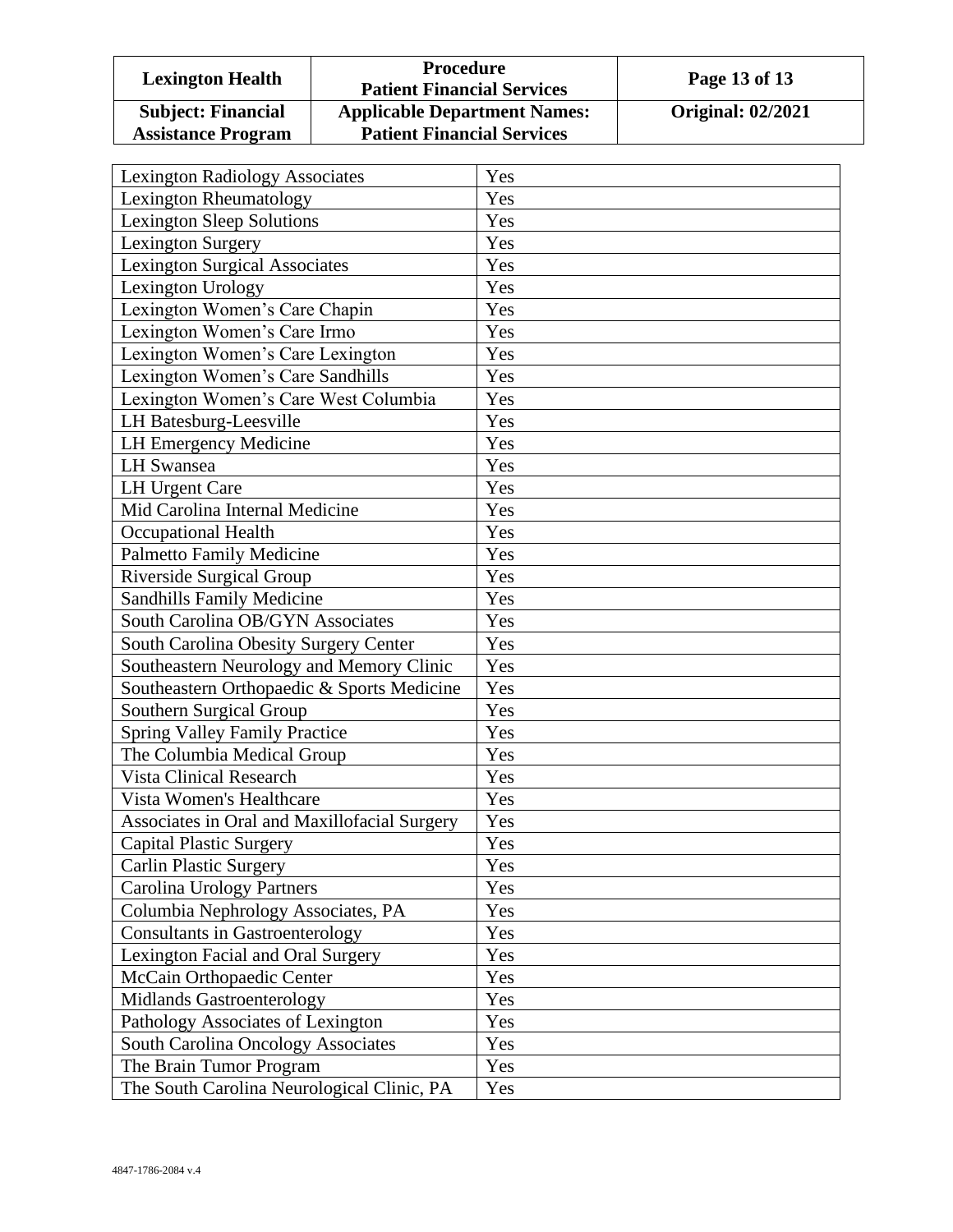| | |
|---|---|
| Lexington Radiology Associates | Yes |
| Lexington Rheumatology | Yes |
| Lexington Sleep Solutions | Yes |
| Lexington Surgery | Yes |
| Lexington Surgical Associates | Yes |
| Lexington Urology | Yes |
| Lexington Women’s Care Chapin | Yes |
| Lexington Women’s Care Irmo | Yes |
| Lexington Women’s Care Lexington | Yes |
| Lexington Women’s Care Sandhills | Yes |
| Lexington Women’s Care West Columbia | Yes |
| LH Batesburg-Leesville | Yes |
| LH Emergency Medicine | Yes |
| LH Swansea | Yes |
| LH Urgent Care | Yes |
| Mid Carolina Internal Medicine | Yes |
| Occupational Health | Yes |
| Palmetto Family Medicine | Yes |
| Riverside Surgical Group | Yes |
| Sandhills Family Medicine | Yes |
| South Carolina OB/GYN Associates | Yes |
| South Carolina Obesity Surgery Center | Yes |
| Southeastern Neurology and Memory Clinic | Yes |
| Southeastern Orthopaedic & Sports Medicine | Yes |
| Southern Surgical Group | Yes |
| Spring Valley Family Practice | Yes |
| The Columbia Medical Group | Yes |
| Vista Clinical Research | Yes |
| Vista Women's Healthcare | Yes |
| Associates in Oral and Maxillofacial Surgery | Yes |
| Capital Plastic Surgery | Yes |
| Carlin Plastic Surgery | Yes |
| Carolina Urology Partners | Yes |
| Columbia Nephrology Associates, PA | Yes |
| Consultants in Gastroenterology | Yes |
| Lexington Facial and Oral Surgery | Yes |
| McCain Orthopaedic Center | Yes |
| Midlands Gastroenterology | Yes |
| Pathology Associates of Lexington | Yes |
| South Carolina Oncology Associates | Yes |
| The Brain Tumor Program | Yes |
| The South Carolina Neurological Clinic, PA | Yes |

4847-1786-2084 v.4